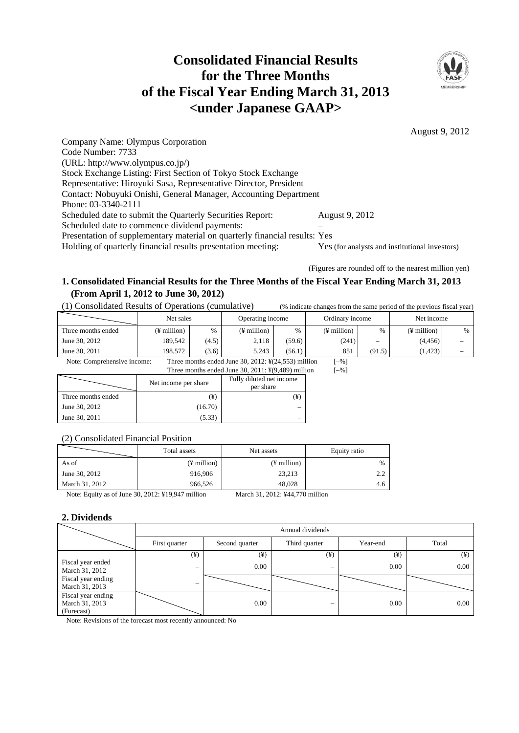# Consolidated Financial Results for the Three Months of the Fiscal Year Ending March 31, 2013 <under Japanese GAAP>

August 9, 2012

Company Name: Olympus Corporation
Code Number: 7733
(URL: http://www.olympus.co.jp/)
Stock Exchange Listing: First Section of Tokyo Stock Exchange
Representative: Hiroyuki Sasa, Representative Director, President
Contact: Nobuyuki Onishi, General Manager, Accounting Department
Phone: 03-3340-2111
Scheduled date to submit the Quarterly Securities Report: August 9, 2012
Scheduled date to commence dividend payments: –
Presentation of supplementary material on quarterly financial results: Yes
Holding of quarterly financial results presentation meeting: Yes (for analysts and institutional investors)

(Figures are rounded off to the nearest million yen)

## 1. Consolidated Financial Results for the Three Months of the Fiscal Year Ending March 31, 2013 (From April 1, 2012 to June 30, 2012)

(1) Consolidated Results of Operations (cumulative) (% indicate changes from the same period of the previous fiscal year)

| | Net sales | | Operating income | | Ordinary income | | Net income | |
|---|---|---|---|---|---|---|---|---|
| Three months ended | (¥ million) | % | (¥ million) | % | (¥ million) | % | (¥ million) | % |
| June 30, 2012 | 189,542 | (4.5) | 2,118 | (59.6) | (241) | – | (4,456) | – |
| June 30, 2011 | 198,572 | (3.6) | 5,243 | (56.1) | 851 | (91.5) | (1,423) | – |

Note: Comprehensive income: Three months ended June 30, 2012: ¥(24,553) million [–%]
Three months ended June 30, 2011: ¥(9,489) million [–%]

| | Net income per share | Fully diluted net income per share |
|---|---|---|
| Three months ended | (¥) | (¥) |
| June 30, 2012 | (16.70) | – |
| June 30, 2011 | (5.33) | – |

(2) Consolidated Financial Position

| | Total assets | Net assets | Equity ratio |
|---|---|---|---|
| As of | (¥ million) | (¥ million) | % |
| June 30, 2012 | 916,906 | 23,213 | 2.2 |
| March 31, 2012 | 966,526 | 48,028 | 4.6 |

Note: Equity as of June 30, 2012: ¥19,947 million March 31, 2012: ¥44,770 million

## 2. Dividends

| | Annual dividends | | | | |
|---|---|---|---|---|---|
| | First quarter | Second quarter | Third quarter | Year-end | Total |
| | (¥) | (¥) | (¥) | (¥) | (¥) |
| Fiscal year ended March 31, 2012 | – | 0.00 | – | 0.00 | 0.00 |
| Fiscal year ending March 31, 2013 | – | | | | |
| Fiscal year ending March 31, 2013 (Forecast) | | 0.00 | – | 0.00 | 0.00 |

Note: Revisions of the forecast most recently announced: No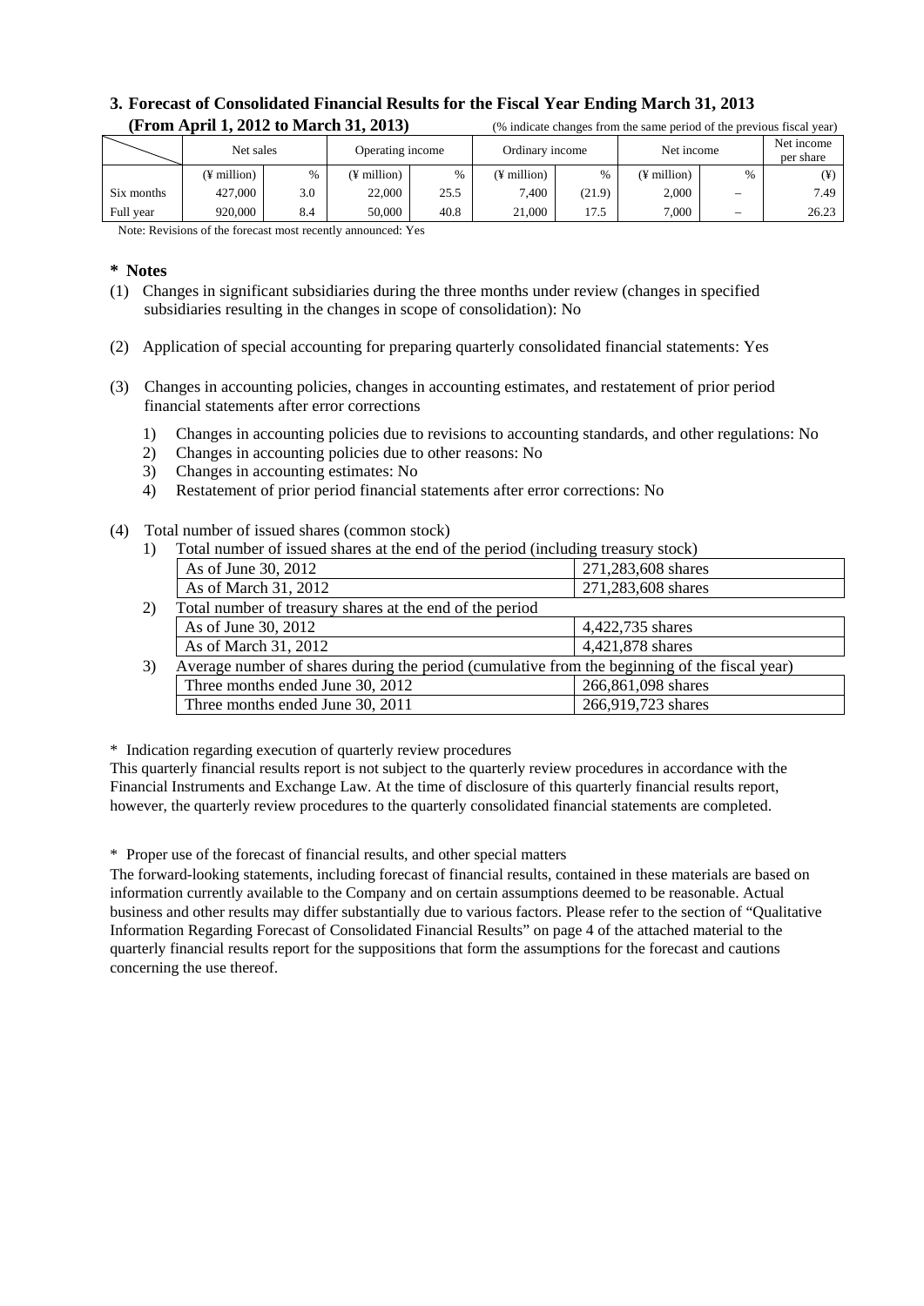## 3. Forecast of Consolidated Financial Results for the Fiscal Year Ending March 31, 2013 (From April 1, 2012 to March 31, 2013)

(% indicate changes from the same period of the previous fiscal year)

| | Net sales | | Operating income | | Ordinary income | | Net income | | Net income per share |
|---|---|---|---|---|---|---|---|---|---|
| | (¥ million) | % | (¥ million) | % | (¥ million) | % | (¥ million) | % | (¥) |
| Six months | 427,000 | 3.0 | 22,000 | 25.5 | 7,400 | (21.9) | 2,000 | – | 7.49 |
| Full year | 920,000 | 8.4 | 50,000 | 40.8 | 21,000 | 17.5 | 7,000 | – | 26.23 |

Note: Revisions of the forecast most recently announced: Yes

## * Notes

(1) Changes in significant subsidiaries during the three months under review (changes in specified subsidiaries resulting in the changes in scope of consolidation): No

(2) Application of special accounting for preparing quarterly consolidated financial statements: Yes

(3) Changes in accounting policies, changes in accounting estimates, and restatement of prior period financial statements after error corrections

1) Changes in accounting policies due to revisions to accounting standards, and other regulations: No
2) Changes in accounting policies due to other reasons: No
3) Changes in accounting estimates: No
4) Restatement of prior period financial statements after error corrections: No

(4) Total number of issued shares (common stock)

1) Total number of issued shares at the end of the period (including treasury stock)

| | |
|---|---|
| As of June 30, 2012 | 271,283,608 shares |
| As of March 31, 2012 | 271,283,608 shares |

2) Total number of treasury shares at the end of the period

| | |
|---|---|
| As of June 30, 2012 | 4,422,735 shares |
| As of March 31, 2012 | 4,421,878 shares |

3) Average number of shares during the period (cumulative from the beginning of the fiscal year)

| | |
|---|---|
| Three months ended June 30, 2012 | 266,861,098 shares |
| Three months ended June 30, 2011 | 266,919,723 shares |

\* Indication regarding execution of quarterly review procedures

This quarterly financial results report is not subject to the quarterly review procedures in accordance with the Financial Instruments and Exchange Law. At the time of disclosure of this quarterly financial results report, however, the quarterly review procedures to the quarterly consolidated financial statements are completed.

\* Proper use of the forecast of financial results, and other special matters

The forward-looking statements, including forecast of financial results, contained in these materials are based on information currently available to the Company and on certain assumptions deemed to be reasonable. Actual business and other results may differ substantially due to various factors. Please refer to the section of "Qualitative Information Regarding Forecast of Consolidated Financial Results" on page 4 of the attached material to the quarterly financial results report for the suppositions that form the assumptions for the forecast and cautions concerning the use thereof.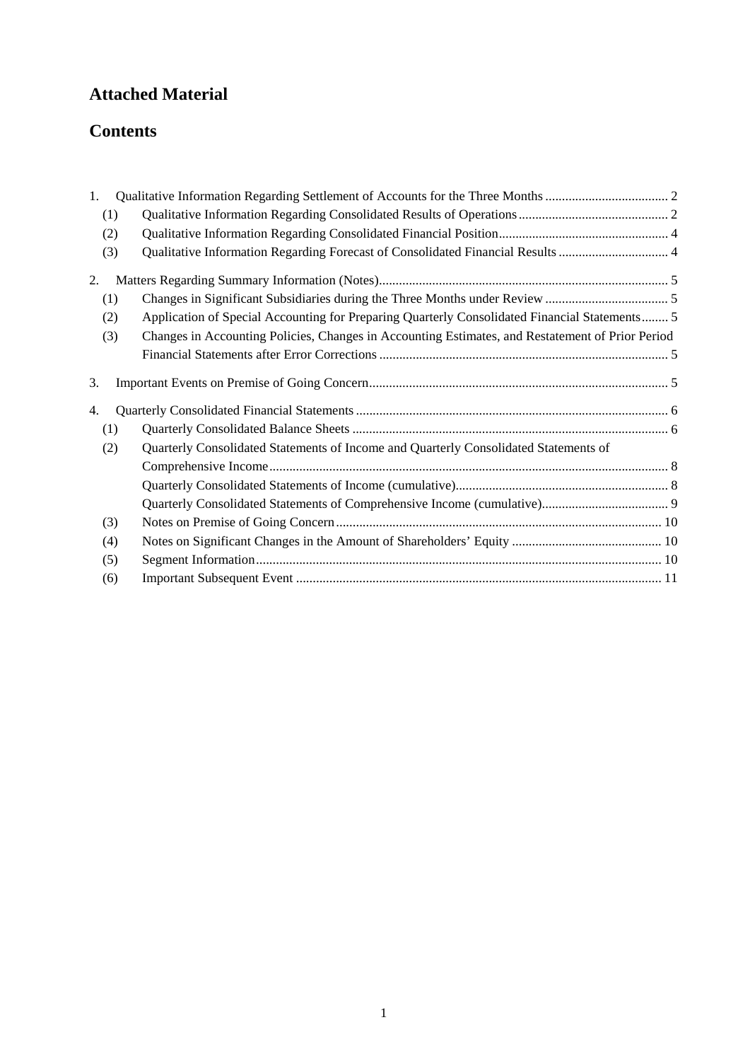# Attached Material

# Contents

1. Qualitative Information Regarding Settlement of Accounts for the Three Months ..................................... 2
   - (1) Qualitative Information Regarding Consolidated Results of Operations ............................................. 2
   - (2) Qualitative Information Regarding Consolidated Financial Position................................................... 4
   - (3) Qualitative Information Regarding Forecast of Consolidated Financial Results ................................. 4
2. Matters Regarding Summary Information (Notes)...................................................................................... 5
   - (1) Changes in Significant Subsidiaries during the Three Months under Review ..................................... 5
   - (2) Application of Special Accounting for Preparing Quarterly Consolidated Financial Statements........ 5
   - (3) Changes in Accounting Policies, Changes in Accounting Estimates, and Restatement of Prior Period Financial Statements after Error Corrections ...................................................................................... 5
3. Important Events on Premise of Going Concern......................................................................................... 5
4. Quarterly Consolidated Financial Statements ............................................................................................. 6
   - (1) Quarterly Consolidated Balance Sheets .............................................................................................. 6
   - (2) Quarterly Consolidated Statements of Income and Quarterly Consolidated Statements of Comprehensive Income....................................................................................................................... 8
     - Quarterly Consolidated Statements of Income (cumulative)................................................................ 8
     - Quarterly Consolidated Statements of Comprehensive Income (cumulative)...................................... 9
   - (3) Notes on Premise of Going Concern ................................................................................................. 10
   - (4) Notes on Significant Changes in the Amount of Shareholders' Equity ............................................. 10
   - (5) Segment Information......................................................................................................................... 10
   - (6) Important Subsequent Event ............................................................................................................. 11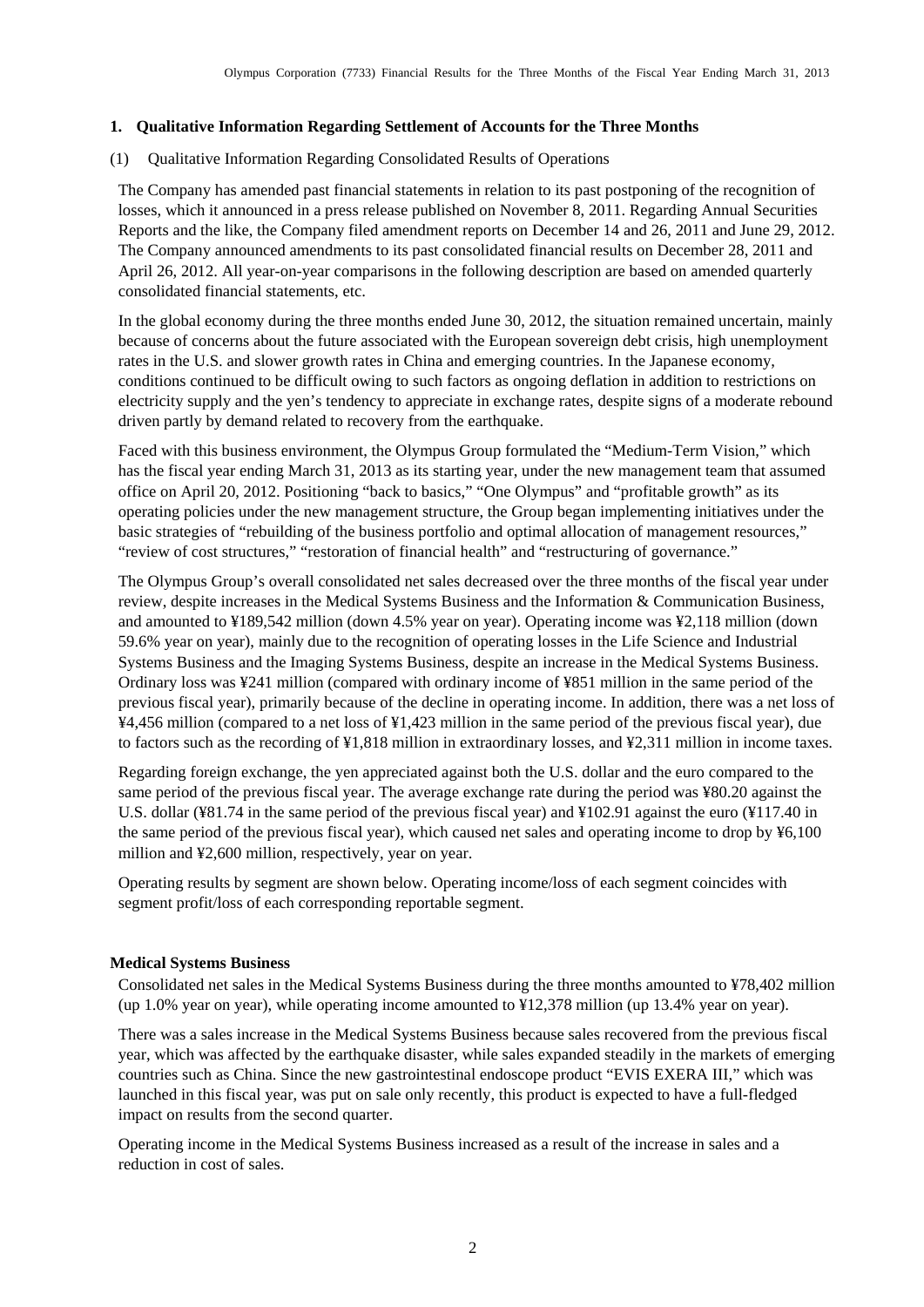## 1. Qualitative Information Regarding Settlement of Accounts for the Three Months

### (1) Qualitative Information Regarding Consolidated Results of Operations

The Company has amended past financial statements in relation to its past postponing of the recognition of losses, which it announced in a press release published on November 8, 2011. Regarding Annual Securities Reports and the like, the Company filed amendment reports on December 14 and 26, 2011 and June 29, 2012. The Company announced amendments to its past consolidated financial results on December 28, 2011 and April 26, 2012. All year-on-year comparisons in the following description are based on amended quarterly consolidated financial statements, etc.

In the global economy during the three months ended June 30, 2012, the situation remained uncertain, mainly because of concerns about the future associated with the European sovereign debt crisis, high unemployment rates in the U.S. and slower growth rates in China and emerging countries. In the Japanese economy, conditions continued to be difficult owing to such factors as ongoing deflation in addition to restrictions on electricity supply and the yen's tendency to appreciate in exchange rates, despite signs of a moderate rebound driven partly by demand related to recovery from the earthquake.

Faced with this business environment, the Olympus Group formulated the "Medium-Term Vision," which has the fiscal year ending March 31, 2013 as its starting year, under the new management team that assumed office on April 20, 2012. Positioning "back to basics," "One Olympus" and "profitable growth" as its operating policies under the new management structure, the Group began implementing initiatives under the basic strategies of "rebuilding of the business portfolio and optimal allocation of management resources," "review of cost structures," "restoration of financial health" and "restructuring of governance."

The Olympus Group's overall consolidated net sales decreased over the three months of the fiscal year under review, despite increases in the Medical Systems Business and the Information & Communication Business, and amounted to ¥189,542 million (down 4.5% year on year). Operating income was ¥2,118 million (down 59.6% year on year), mainly due to the recognition of operating losses in the Life Science and Industrial Systems Business and the Imaging Systems Business, despite an increase in the Medical Systems Business. Ordinary loss was ¥241 million (compared with ordinary income of ¥851 million in the same period of the previous fiscal year), primarily because of the decline in operating income. In addition, there was a net loss of ¥4,456 million (compared to a net loss of ¥1,423 million in the same period of the previous fiscal year), due to factors such as the recording of ¥1,818 million in extraordinary losses, and ¥2,311 million in income taxes.

Regarding foreign exchange, the yen appreciated against both the U.S. dollar and the euro compared to the same period of the previous fiscal year. The average exchange rate during the period was ¥80.20 against the U.S. dollar (¥81.74 in the same period of the previous fiscal year) and ¥102.91 against the euro (¥117.40 in the same period of the previous fiscal year), which caused net sales and operating income to drop by ¥6,100 million and ¥2,600 million, respectively, year on year.

Operating results by segment are shown below. Operating income/loss of each segment coincides with segment profit/loss of each corresponding reportable segment.

**Medical Systems Business**

Consolidated net sales in the Medical Systems Business during the three months amounted to ¥78,402 million (up 1.0% year on year), while operating income amounted to ¥12,378 million (up 13.4% year on year).

There was a sales increase in the Medical Systems Business because sales recovered from the previous fiscal year, which was affected by the earthquake disaster, while sales expanded steadily in the markets of emerging countries such as China. Since the new gastrointestinal endoscope product "EVIS EXERA III," which was launched in this fiscal year, was put on sale only recently, this product is expected to have a full-fledged impact on results from the second quarter.

Operating income in the Medical Systems Business increased as a result of the increase in sales and a reduction in cost of sales.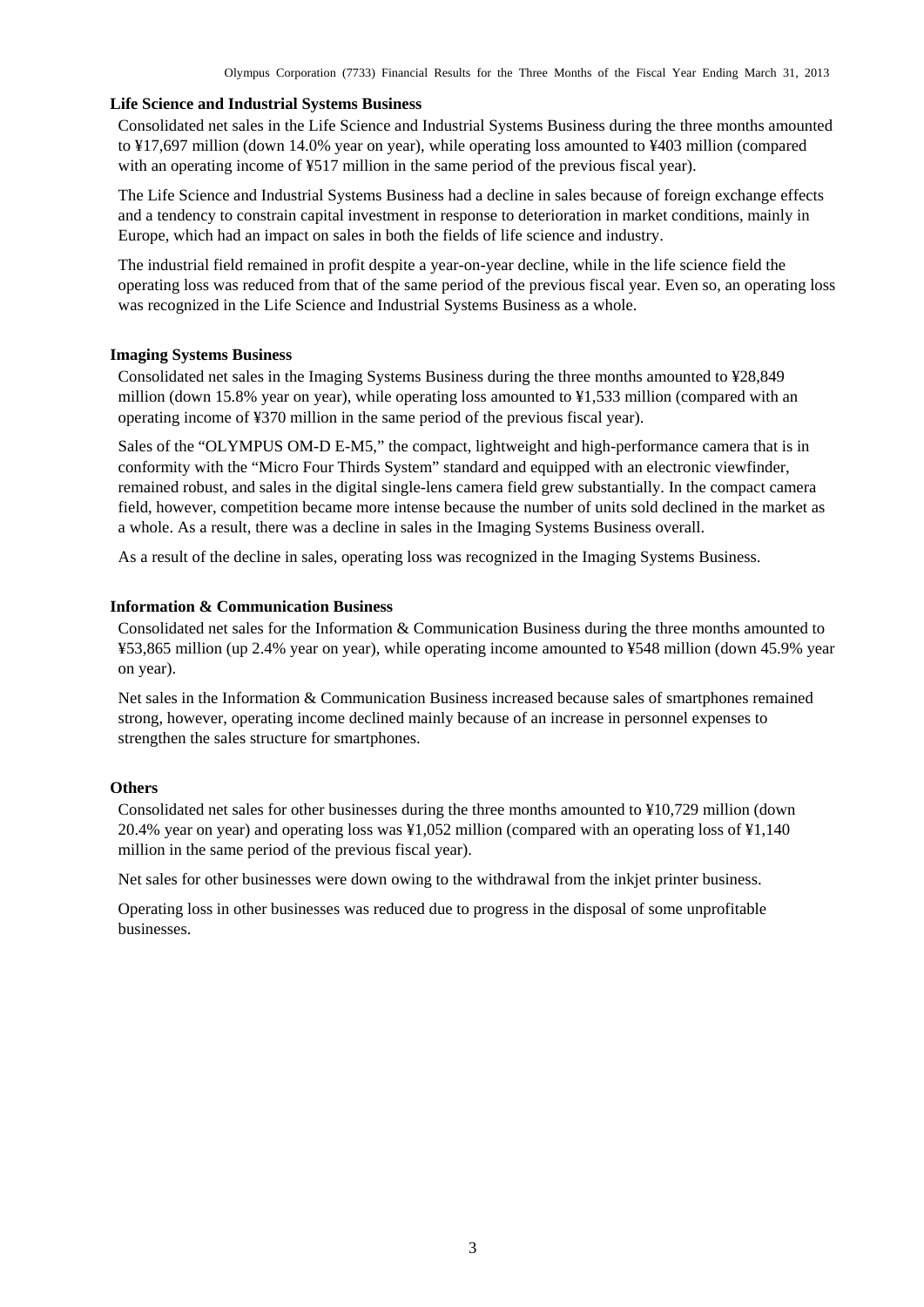**Life Science and Industrial Systems Business**

Consolidated net sales in the Life Science and Industrial Systems Business during the three months amounted to ¥17,697 million (down 14.0% year on year), while operating loss amounted to ¥403 million (compared with an operating income of ¥517 million in the same period of the previous fiscal year).

The Life Science and Industrial Systems Business had a decline in sales because of foreign exchange effects and a tendency to constrain capital investment in response to deterioration in market conditions, mainly in Europe, which had an impact on sales in both the fields of life science and industry.

The industrial field remained in profit despite a year-on-year decline, while in the life science field the operating loss was reduced from that of the same period of the previous fiscal year. Even so, an operating loss was recognized in the Life Science and Industrial Systems Business as a whole.

**Imaging Systems Business**

Consolidated net sales in the Imaging Systems Business during the three months amounted to ¥28,849 million (down 15.8% year on year), while operating loss amounted to ¥1,533 million (compared with an operating income of ¥370 million in the same period of the previous fiscal year).

Sales of the "OLYMPUS OM-D E-M5," the compact, lightweight and high-performance camera that is in conformity with the "Micro Four Thirds System" standard and equipped with an electronic viewfinder, remained robust, and sales in the digital single-lens camera field grew substantially. In the compact camera field, however, competition became more intense because the number of units sold declined in the market as a whole. As a result, there was a decline in sales in the Imaging Systems Business overall.

As a result of the decline in sales, operating loss was recognized in the Imaging Systems Business.

**Information & Communication Business**

Consolidated net sales for the Information & Communication Business during the three months amounted to ¥53,865 million (up 2.4% year on year), while operating income amounted to ¥548 million (down 45.9% year on year).

Net sales in the Information & Communication Business increased because sales of smartphones remained strong, however, operating income declined mainly because of an increase in personnel expenses to strengthen the sales structure for smartphones.

**Others**

Consolidated net sales for other businesses during the three months amounted to ¥10,729 million (down 20.4% year on year) and operating loss was ¥1,052 million (compared with an operating loss of ¥1,140 million in the same period of the previous fiscal year).

Net sales for other businesses were down owing to the withdrawal from the inkjet printer business.

Operating loss in other businesses was reduced due to progress in the disposal of some unprofitable businesses.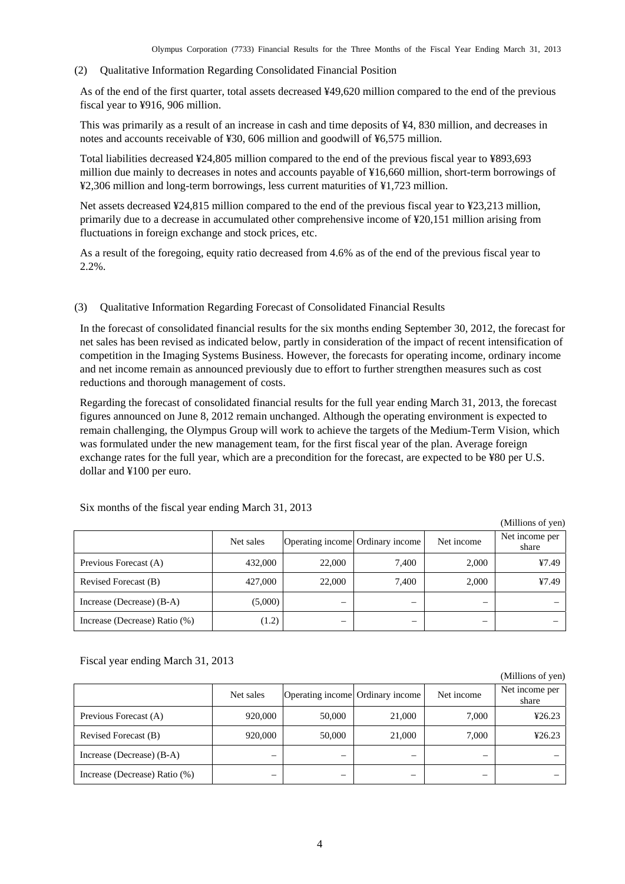## (2) Qualitative Information Regarding Consolidated Financial Position

As of the end of the first quarter, total assets decreased ¥49,620 million compared to the end of the previous fiscal year to ¥916, 906 million.

This was primarily as a result of an increase in cash and time deposits of ¥4, 830 million, and decreases in notes and accounts receivable of ¥30, 606 million and goodwill of ¥6,575 million.

Total liabilities decreased ¥24,805 million compared to the end of the previous fiscal year to ¥893,693 million due mainly to decreases in notes and accounts payable of ¥16,660 million, short-term borrowings of ¥2,306 million and long-term borrowings, less current maturities of ¥1,723 million.

Net assets decreased ¥24,815 million compared to the end of the previous fiscal year to ¥23,213 million, primarily due to a decrease in accumulated other comprehensive income of ¥20,151 million arising from fluctuations in foreign exchange and stock prices, etc.

As a result of the foregoing, equity ratio decreased from 4.6% as of the end of the previous fiscal year to 2.2%.

## (3) Qualitative Information Regarding Forecast of Consolidated Financial Results

In the forecast of consolidated financial results for the six months ending September 30, 2012, the forecast for net sales has been revised as indicated below, partly in consideration of the impact of recent intensification of competition in the Imaging Systems Business. However, the forecasts for operating income, ordinary income and net income remain as announced previously due to effort to further strengthen measures such as cost reductions and thorough management of costs.

Regarding the forecast of consolidated financial results for the full year ending March 31, 2013, the forecast figures announced on June 8, 2012 remain unchanged. Although the operating environment is expected to remain challenging, the Olympus Group will work to achieve the targets of the Medium-Term Vision, which was formulated under the new management team, for the first fiscal year of the plan. Average foreign exchange rates for the full year, which are a precondition for the forecast, are expected to be ¥80 per U.S. dollar and ¥100 per euro.

Six months of the fiscal year ending March 31, 2013

(Millions of yen)

| | Net sales | Operating income | Ordinary income | Net income | Net income per share |
|---|---|---|---|---|---|
| Previous Forecast (A) | 432,000 | 22,000 | 7,400 | 2,000 | ¥7.49 |
| Revised Forecast (B) | 427,000 | 22,000 | 7,400 | 2,000 | ¥7.49 |
| Increase (Decrease) (B-A) | (5,000) | – | – | – | – |
| Increase (Decrease) Ratio (%) | (1.2) | – | – | – | – |

Fiscal year ending March 31, 2013

(Millions of yen)

| | Net sales | Operating income | Ordinary income | Net income | Net income per share |
|---|---|---|---|---|---|
| Previous Forecast (A) | 920,000 | 50,000 | 21,000 | 7,000 | ¥26.23 |
| Revised Forecast (B) | 920,000 | 50,000 | 21,000 | 7,000 | ¥26.23 |
| Increase (Decrease) (B-A) | – | – | – | – | – |
| Increase (Decrease) Ratio (%) | – | – | – | – | – |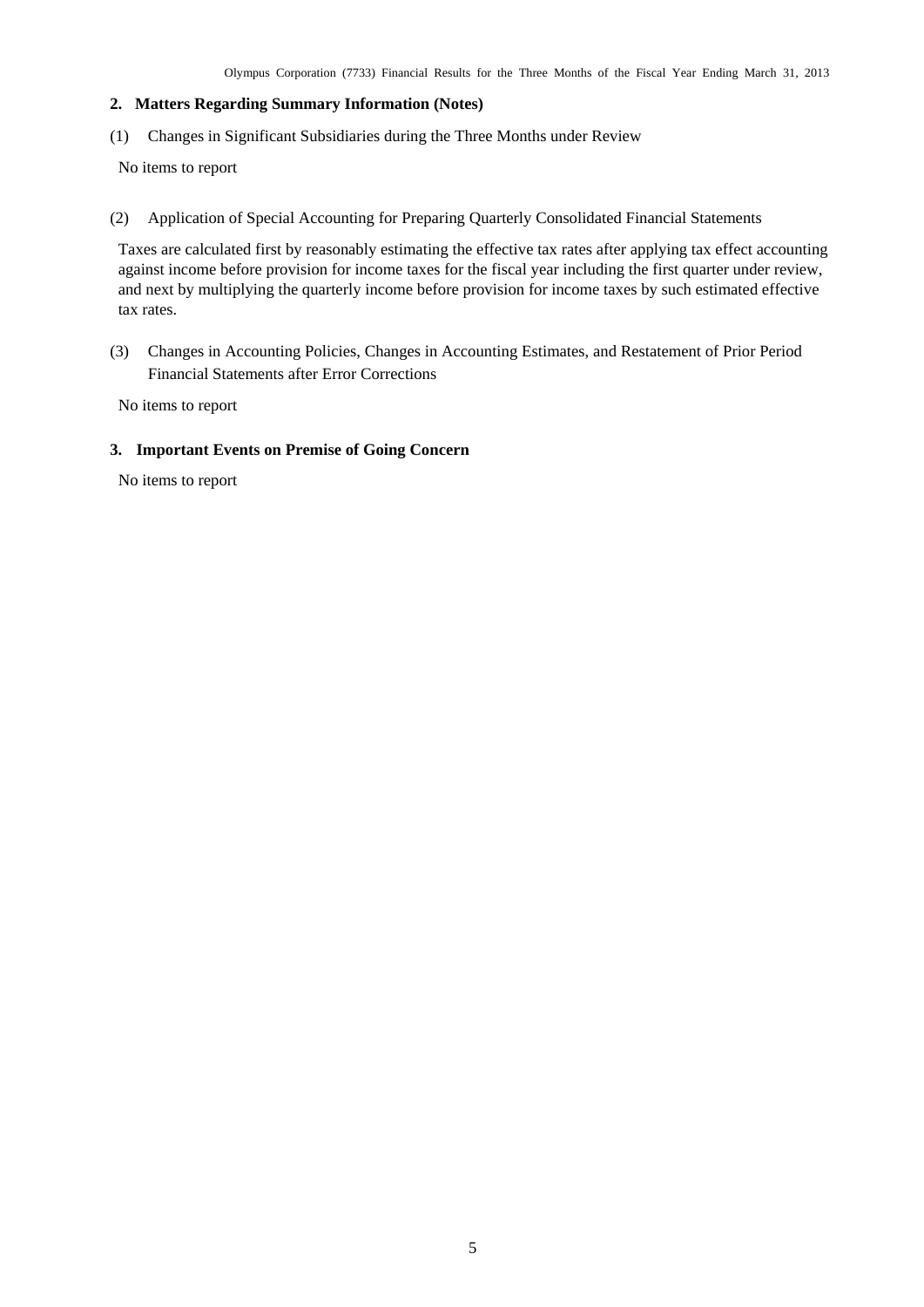## 2. Matters Regarding Summary Information (Notes)

(1) Changes in Significant Subsidiaries during the Three Months under Review

No items to report

(2) Application of Special Accounting for Preparing Quarterly Consolidated Financial Statements

Taxes are calculated first by reasonably estimating the effective tax rates after applying tax effect accounting against income before provision for income taxes for the fiscal year including the first quarter under review, and next by multiplying the quarterly income before provision for income taxes by such estimated effective tax rates.

(3) Changes in Accounting Policies, Changes in Accounting Estimates, and Restatement of Prior Period Financial Statements after Error Corrections

No items to report

## 3. Important Events on Premise of Going Concern

No items to report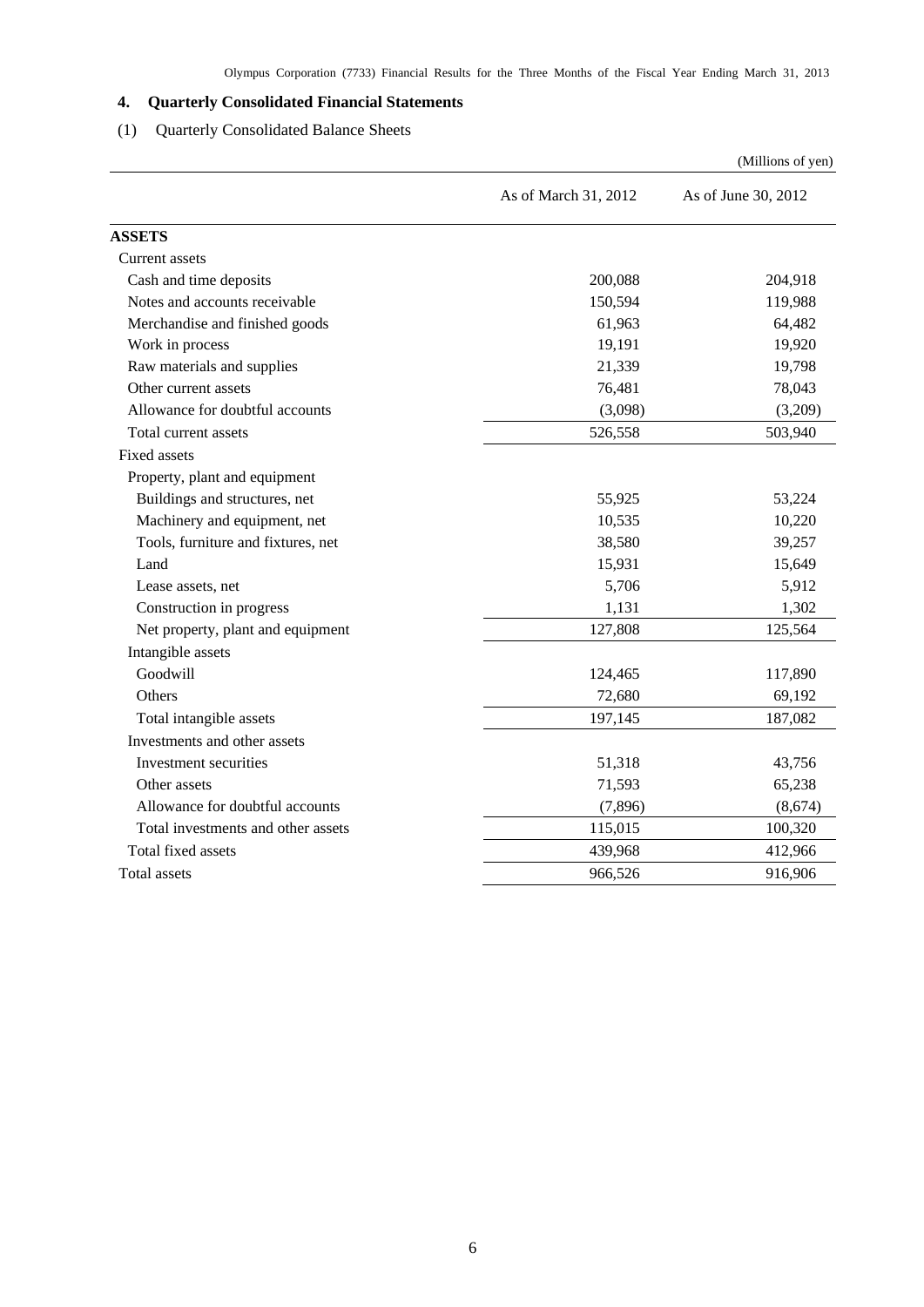## 4. Quarterly Consolidated Financial Statements

### (1) Quarterly Consolidated Balance Sheets

(Millions of yen)

| | As of March 31, 2012 | As of June 30, 2012 |
|---|---|---|
| **ASSETS** | | |
| Current assets | | |
| Cash and time deposits | 200,088 | 204,918 |
| Notes and accounts receivable | 150,594 | 119,988 |
| Merchandise and finished goods | 61,963 | 64,482 |
| Work in process | 19,191 | 19,920 |
| Raw materials and supplies | 21,339 | 19,798 |
| Other current assets | 76,481 | 78,043 |
| Allowance for doubtful accounts | (3,098) | (3,209) |
| Total current assets | 526,558 | 503,940 |
| Fixed assets | | |
| Property, plant and equipment | | |
| Buildings and structures, net | 55,925 | 53,224 |
| Machinery and equipment, net | 10,535 | 10,220 |
| Tools, furniture and fixtures, net | 38,580 | 39,257 |
| Land | 15,931 | 15,649 |
| Lease assets, net | 5,706 | 5,912 |
| Construction in progress | 1,131 | 1,302 |
| Net property, plant and equipment | 127,808 | 125,564 |
| Intangible assets | | |
| Goodwill | 124,465 | 117,890 |
| Others | 72,680 | 69,192 |
| Total intangible assets | 197,145 | 187,082 |
| Investments and other assets | | |
| Investment securities | 51,318 | 43,756 |
| Other assets | 71,593 | 65,238 |
| Allowance for doubtful accounts | (7,896) | (8,674) |
| Total investments and other assets | 115,015 | 100,320 |
| Total fixed assets | 439,968 | 412,966 |
| Total assets | 966,526 | 916,906 |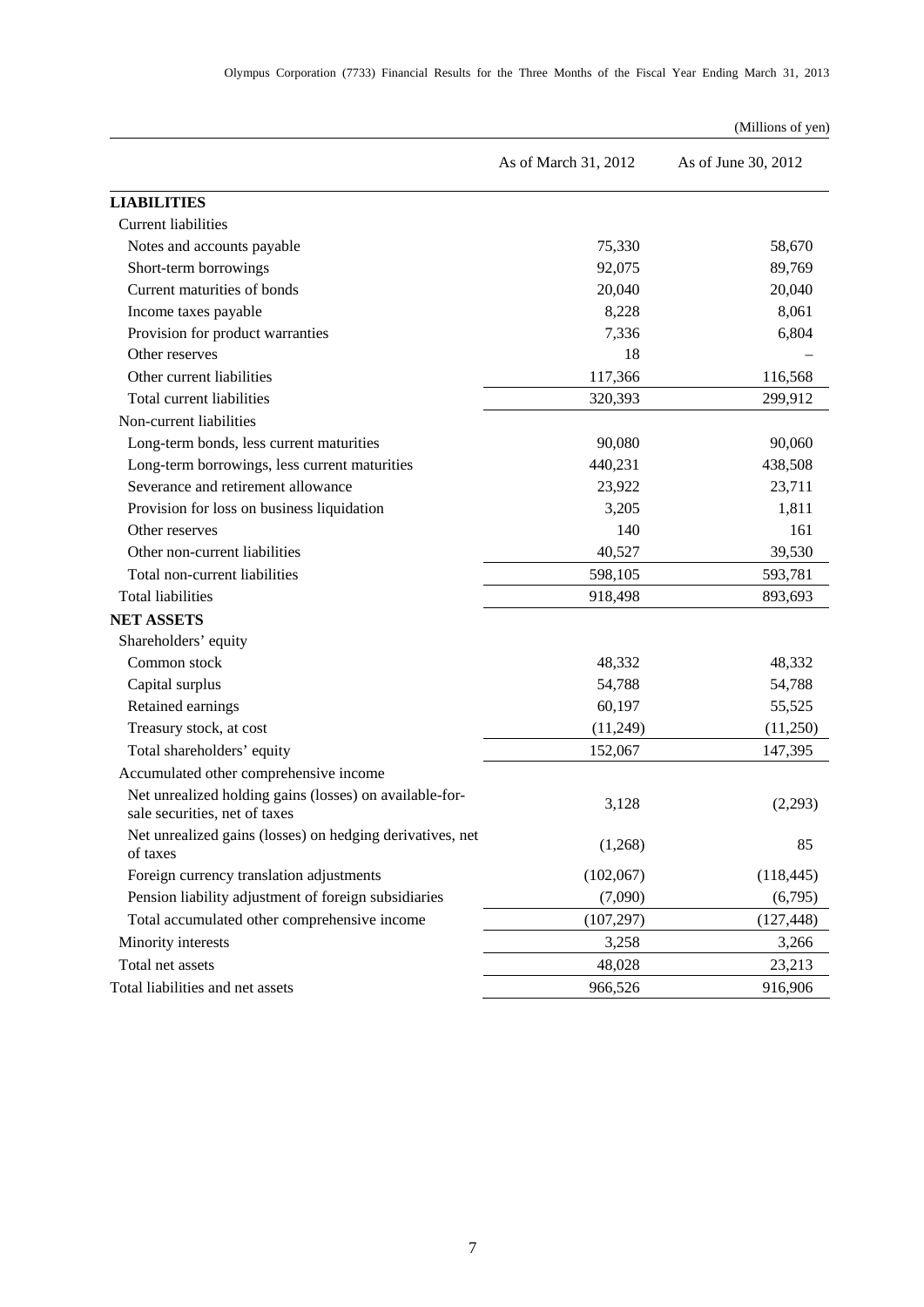(Millions of yen)

| | As of March 31, 2012 | As of June 30, 2012 |
|---|---|---|
| **LIABILITIES** | | |
| Current liabilities | | |
| Notes and accounts payable | 75,330 | 58,670 |
| Short-term borrowings | 92,075 | 89,769 |
| Current maturities of bonds | 20,040 | 20,040 |
| Income taxes payable | 8,228 | 8,061 |
| Provision for product warranties | 7,336 | 6,804 |
| Other reserves | 18 | – |
| Other current liabilities | 117,366 | 116,568 |
| Total current liabilities | 320,393 | 299,912 |
| Non-current liabilities | | |
| Long-term bonds, less current maturities | 90,080 | 90,060 |
| Long-term borrowings, less current maturities | 440,231 | 438,508 |
| Severance and retirement allowance | 23,922 | 23,711 |
| Provision for loss on business liquidation | 3,205 | 1,811 |
| Other reserves | 140 | 161 |
| Other non-current liabilities | 40,527 | 39,530 |
| Total non-current liabilities | 598,105 | 593,781 |
| Total liabilities | 918,498 | 893,693 |
| **NET ASSETS** | | |
| Shareholders' equity | | |
| Common stock | 48,332 | 48,332 |
| Capital surplus | 54,788 | 54,788 |
| Retained earnings | 60,197 | 55,525 |
| Treasury stock, at cost | (11,249) | (11,250) |
| Total shareholders' equity | 152,067 | 147,395 |
| Accumulated other comprehensive income | | |
| Net unrealized holding gains (losses) on available-for-sale securities, net of taxes | 3,128 | (2,293) |
| Net unrealized gains (losses) on hedging derivatives, net of taxes | (1,268) | 85 |
| Foreign currency translation adjustments | (102,067) | (118,445) |
| Pension liability adjustment of foreign subsidiaries | (7,090) | (6,795) |
| Total accumulated other comprehensive income | (107,297) | (127,448) |
| Minority interests | 3,258 | 3,266 |
| Total net assets | 48,028 | 23,213 |
| Total liabilities and net assets | 966,526 | 916,906 |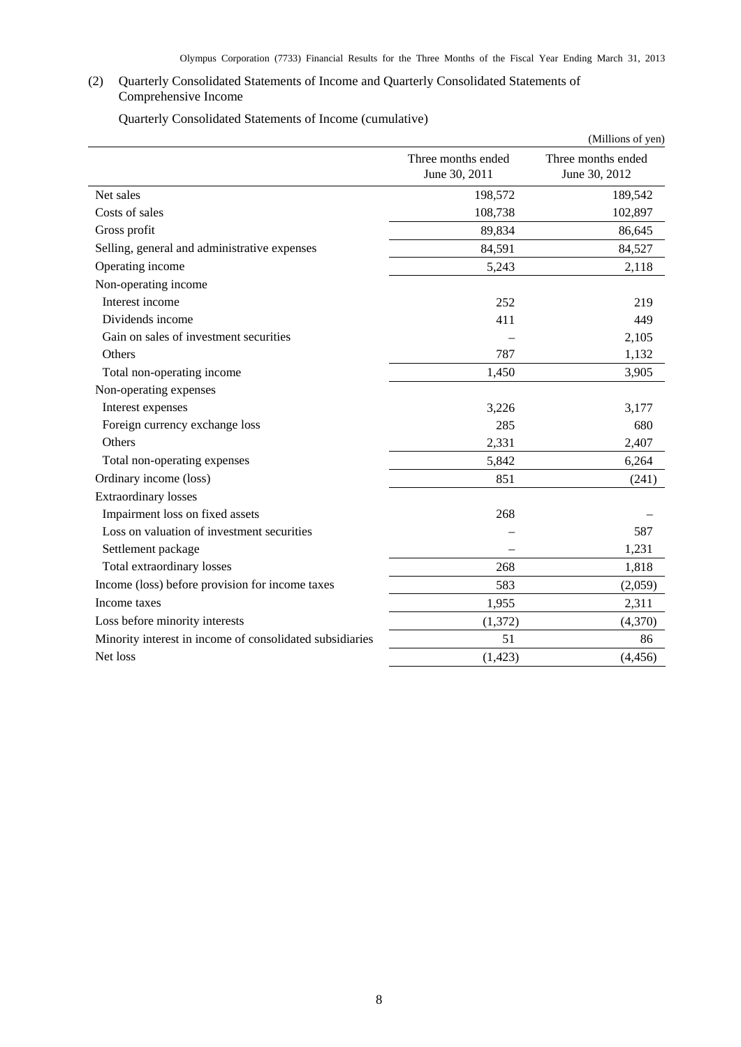(2) Quarterly Consolidated Statements of Income and Quarterly Consolidated Statements of Comprehensive Income

Quarterly Consolidated Statements of Income (cumulative)

(Millions of yen)

| | Three months ended June 30, 2011 | Three months ended June 30, 2012 |
|---|---|---|
| Net sales | 198,572 | 189,542 |
| Costs of sales | 108,738 | 102,897 |
| Gross profit | 89,834 | 86,645 |
| Selling, general and administrative expenses | 84,591 | 84,527 |
| Operating income | 5,243 | 2,118 |
| Non-operating income | | |
| Interest income | 252 | 219 |
| Dividends income | 411 | 449 |
| Gain on sales of investment securities | – | 2,105 |
| Others | 787 | 1,132 |
| Total non-operating income | 1,450 | 3,905 |
| Non-operating expenses | | |
| Interest expenses | 3,226 | 3,177 |
| Foreign currency exchange loss | 285 | 680 |
| Others | 2,331 | 2,407 |
| Total non-operating expenses | 5,842 | 6,264 |
| Ordinary income (loss) | 851 | (241) |
| Extraordinary losses | | |
| Impairment loss on fixed assets | 268 | – |
| Loss on valuation of investment securities | – | 587 |
| Settlement package | – | 1,231 |
| Total extraordinary losses | 268 | 1,818 |
| Income (loss) before provision for income taxes | 583 | (2,059) |
| Income taxes | 1,955 | 2,311 |
| Loss before minority interests | (1,372) | (4,370) |
| Minority interest in income of consolidated subsidiaries | 51 | 86 |
| Net loss | (1,423) | (4,456) |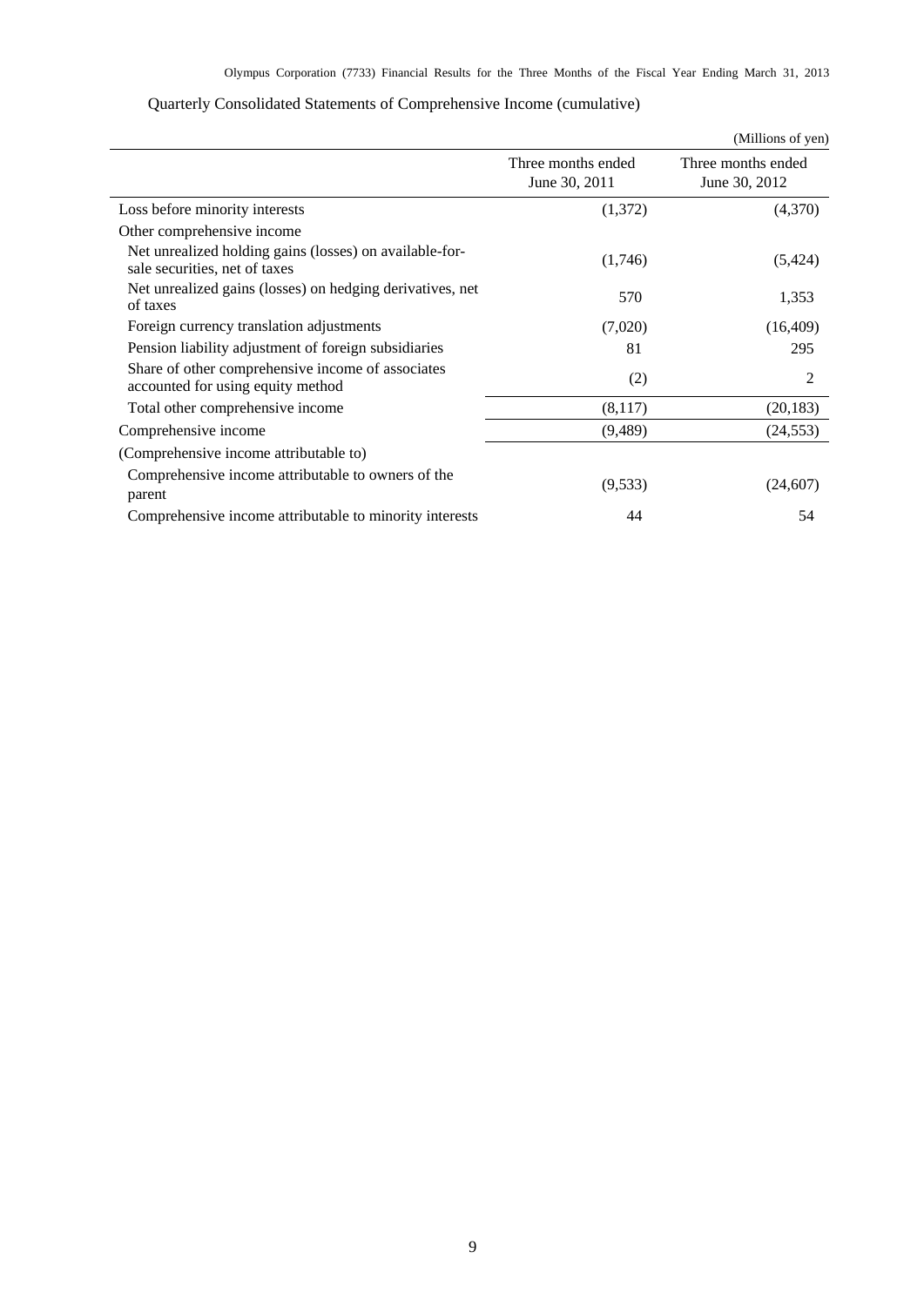Quarterly Consolidated Statements of Comprehensive Income (cumulative)

(Millions of yen)

| | Three months ended June 30, 2011 | Three months ended June 30, 2012 |
|---|---|---|
| Loss before minority interests | (1,372) | (4,370) |
| Other comprehensive income | | |
| Net unrealized holding gains (losses) on available-for-sale securities, net of taxes | (1,746) | (5,424) |
| Net unrealized gains (losses) on hedging derivatives, net of taxes | 570 | 1,353 |
| Foreign currency translation adjustments | (7,020) | (16,409) |
| Pension liability adjustment of foreign subsidiaries | 81 | 295 |
| Share of other comprehensive income of associates accounted for using equity method | (2) | 2 |
| Total other comprehensive income | (8,117) | (20,183) |
| Comprehensive income | (9,489) | (24,553) |
| (Comprehensive income attributable to) | | |
| Comprehensive income attributable to owners of the parent | (9,533) | (24,607) |
| Comprehensive income attributable to minority interests | 44 | 54 |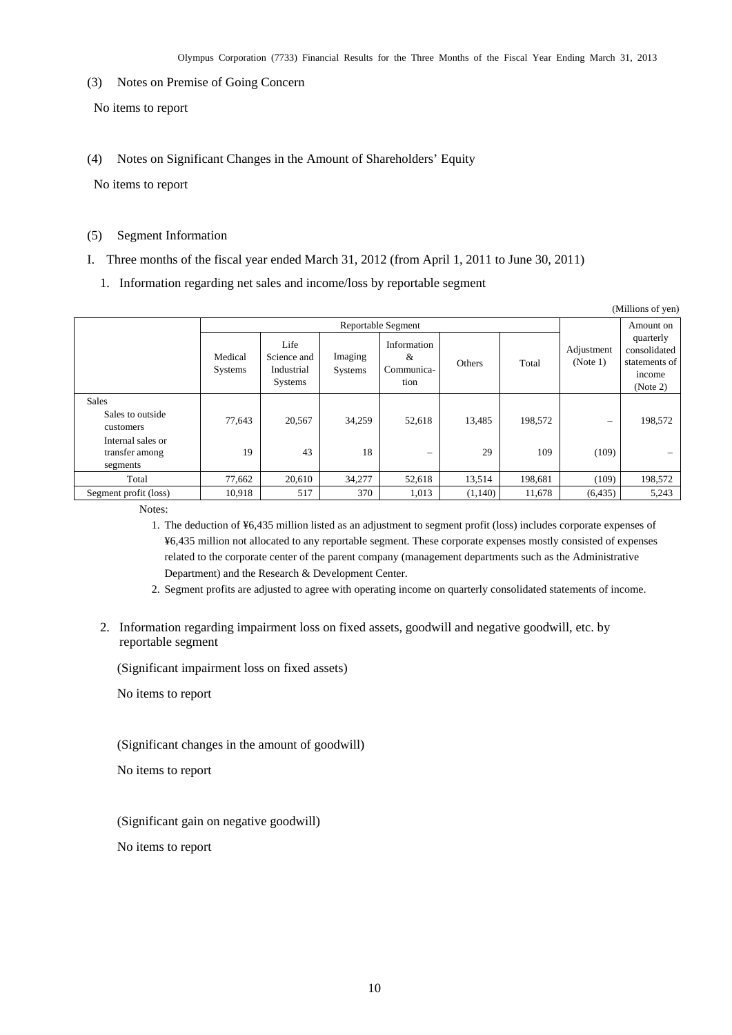(3) Notes on Premise of Going Concern

No items to report

(4) Notes on Significant Changes in the Amount of Shareholders' Equity

No items to report

(5) Segment Information

I. Three months of the fiscal year ended March 31, 2012 (from April 1, 2011 to June 30, 2011)

1. Information regarding net sales and income/loss by reportable segment

(Millions of yen)

| | Reportable Segment | | | | | | Adjustment (Note 1) | Amount on quarterly consolidated statements of income (Note 2) |
|---|---|---|---|---|---|---|---|---|
| | Medical Systems | Life Science and Industrial Systems | Imaging Systems | Information & Communication | Others | Total | | |
| Sales | | | | | | | | |
| Sales to outside customers | 77,643 | 20,567 | 34,259 | 52,618 | 13,485 | 198,572 | – | 198,572 |
| Internal sales or transfer among segments | 19 | 43 | 18 | – | 29 | 109 | (109) | – |
| Total | 77,662 | 20,610 | 34,277 | 52,618 | 13,514 | 198,681 | (109) | 198,572 |
| Segment profit (loss) | 10,918 | 517 | 370 | 1,013 | (1,140) | 11,678 | (6,435) | 5,243 |

Notes:

1. The deduction of ¥6,435 million listed as an adjustment to segment profit (loss) includes corporate expenses of ¥6,435 million not allocated to any reportable segment. These corporate expenses mostly consisted of expenses related to the corporate center of the parent company (management departments such as the Administrative Department) and the Research & Development Center.
2. Segment profits are adjusted to agree with operating income on quarterly consolidated statements of income.

2. Information regarding impairment loss on fixed assets, goodwill and negative goodwill, etc. by reportable segment

(Significant impairment loss on fixed assets)

No items to report

(Significant changes in the amount of goodwill)

No items to report

(Significant gain on negative goodwill)

No items to report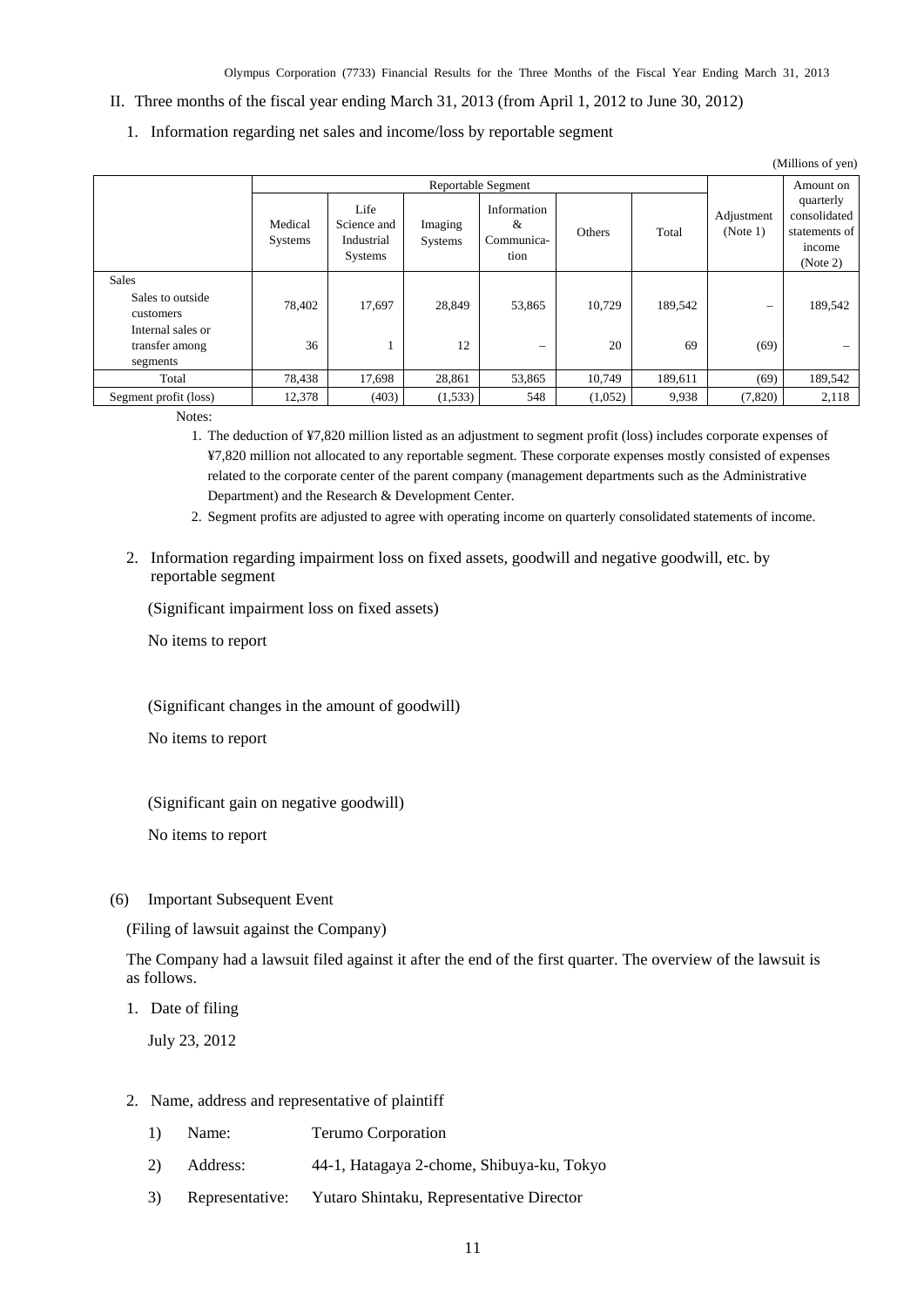II. Three months of the fiscal year ending March 31, 2013 (from April 1, 2012 to June 30, 2012)

1. Information regarding net sales and income/loss by reportable segment

(Millions of yen)

| | Reportable Segment | | | | | | Adjustment (Note 1) | Amount on quarterly consolidated statements of income (Note 2) |
|---|---|---|---|---|---|---|---|---|
| | Medical Systems | Life Science and Industrial Systems | Imaging Systems | Information & Communication | Others | Total | | |
| Sales | | | | | | | | |
| Sales to outside customers | 78,402 | 17,697 | 28,849 | 53,865 | 10,729 | 189,542 | – | 189,542 |
| Internal sales or transfer among segments | 36 | 1 | 12 | – | 20 | 69 | (69) | – |
| Total | 78,438 | 17,698 | 28,861 | 53,865 | 10,749 | 189,611 | (69) | 189,542 |
| Segment profit (loss) | 12,378 | (403) | (1,533) | 548 | (1,052) | 9,938 | (7,820) | 2,118 |

Notes:

1. The deduction of ¥7,820 million listed as an adjustment to segment profit (loss) includes corporate expenses of ¥7,820 million not allocated to any reportable segment. These corporate expenses mostly consisted of expenses related to the corporate center of the parent company (management departments such as the Administrative Department) and the Research & Development Center.
2. Segment profits are adjusted to agree with operating income on quarterly consolidated statements of income.

2. Information regarding impairment loss on fixed assets, goodwill and negative goodwill, etc. by reportable segment

(Significant impairment loss on fixed assets)

No items to report

(Significant changes in the amount of goodwill)

No items to report

(Significant gain on negative goodwill)

No items to report

(6) Important Subsequent Event

(Filing of lawsuit against the Company)

The Company had a lawsuit filed against it after the end of the first quarter. The overview of the lawsuit is as follows.

1. Date of filing

   July 23, 2012

2. Name, address and representative of plaintiff

   1) Name: Terumo Corporation
   2) Address: 44-1, Hatagaya 2-chome, Shibuya-ku, Tokyo
   3) Representative: Yutaro Shintaku, Representative Director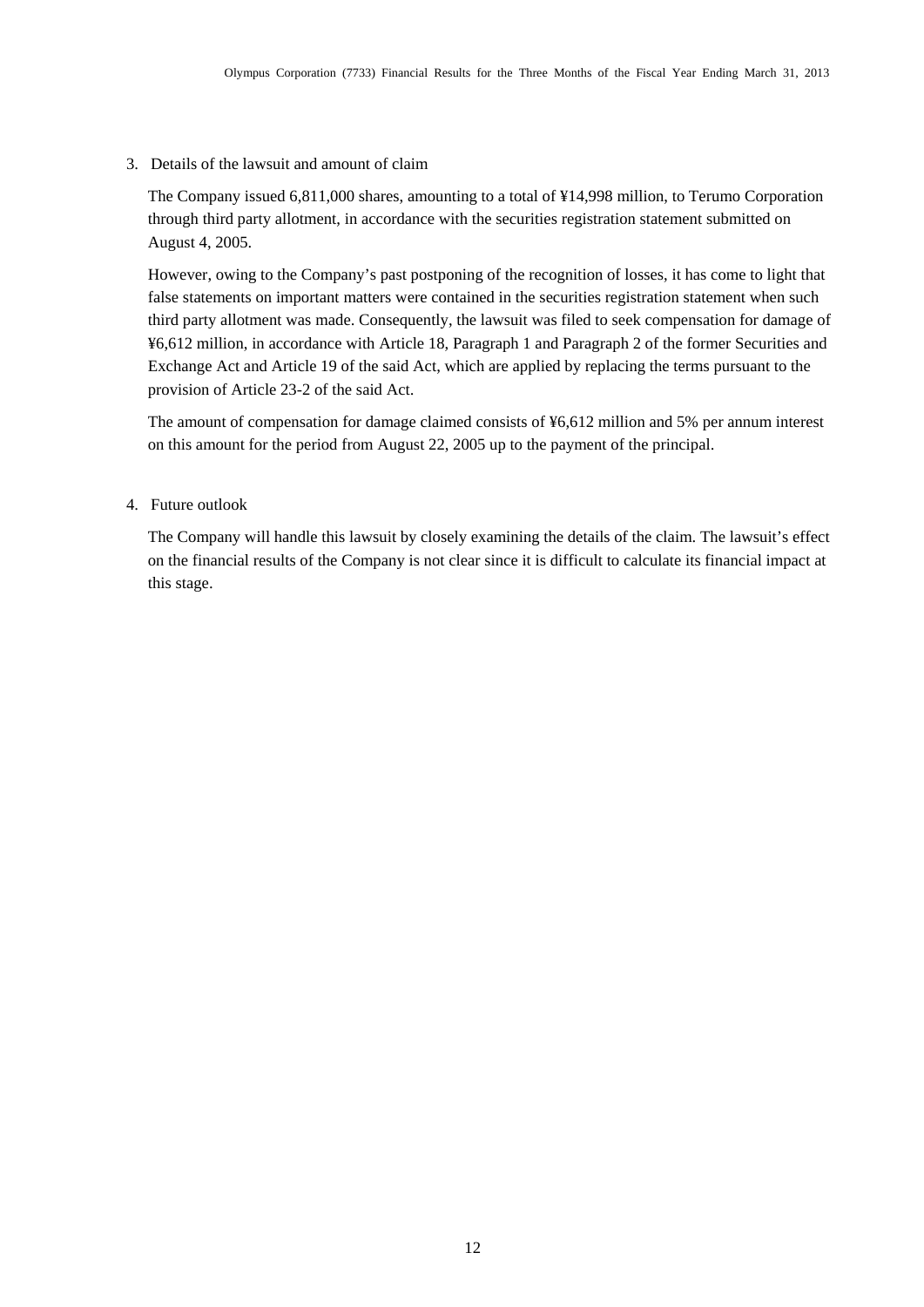3. Details of the lawsuit and amount of claim

The Company issued 6,811,000 shares, amounting to a total of ¥14,998 million, to Terumo Corporation through third party allotment, in accordance with the securities registration statement submitted on August 4, 2005.

However, owing to the Company's past postponing of the recognition of losses, it has come to light that false statements on important matters were contained in the securities registration statement when such third party allotment was made. Consequently, the lawsuit was filed to seek compensation for damage of ¥6,612 million, in accordance with Article 18, Paragraph 1 and Paragraph 2 of the former Securities and Exchange Act and Article 19 of the said Act, which are applied by replacing the terms pursuant to the provision of Article 23-2 of the said Act.

The amount of compensation for damage claimed consists of ¥6,612 million and 5% per annum interest on this amount for the period from August 22, 2005 up to the payment of the principal.

4. Future outlook

The Company will handle this lawsuit by closely examining the details of the claim. The lawsuit's effect on the financial results of the Company is not clear since it is difficult to calculate its financial impact at this stage.